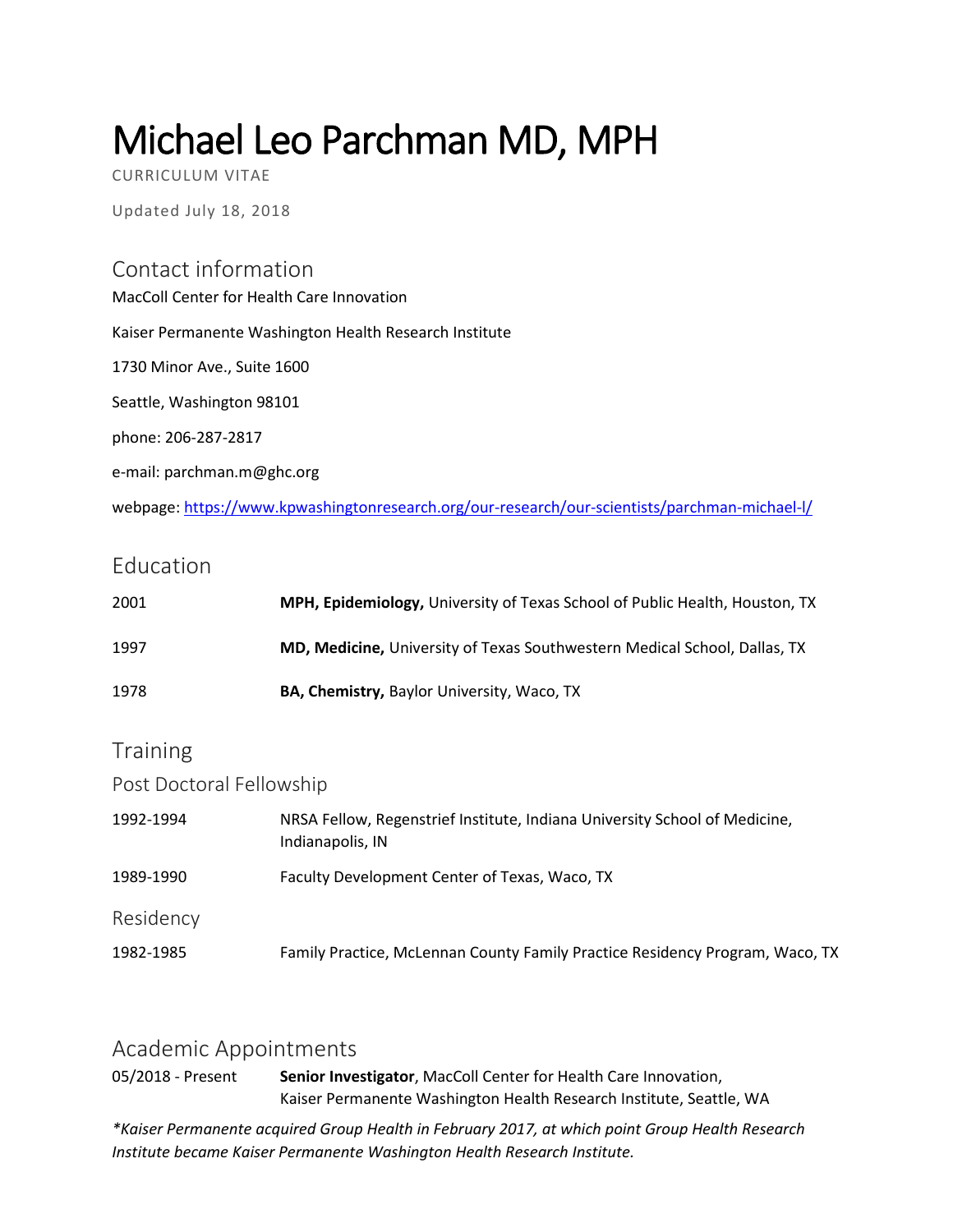# Michael Leo Parchman MD, MPH

CURRICULUM VITAE

Updated July 18, 2018

## Contact information

MacColl Center for Health Care Innovation

Kaiser Permanente Washington Health Research Institute

1730 Minor Ave., Suite 1600

Seattle, Washington 98101

phone: 206-287-2817

e-mail: parchman.m@ghc.org

webpage: [https://www.kpwashingtonresearch.org/our-research/our-scientists/parchman-michael-l/](https://www.kpwashingtonresearch.org/our-research/our-scientists/parchman-michael-l/)

## Education

| | |
|---|---|
| 2001 | **MPH, Epidemiology,** University of Texas School of Public Health, Houston, TX |
| 1997 | **MD, Medicine,** University of Texas Southwestern Medical School, Dallas, TX |
| 1978 | **BA, Chemistry,** Baylor University, Waco, TX |

## Training

### Post Doctoral Fellowship

| | |
|---|---|
| 1992-1994 | NRSA Fellow, Regenstrief Institute, Indiana University School of Medicine, Indianapolis, IN |
| 1989-1990 | Faculty Development Center of Texas, Waco, TX |

### Residency

| | |
|---|---|
| 1982-1985 | Family Practice, McLennan County Family Practice Residency Program, Waco, TX |

## Academic Appointments

| | |
|---|---|
| 05/2018 - Present | **Senior Investigator**, MacColl Center for Health Care Innovation, Kaiser Permanente Washington Health Research Institute, Seattle, WA |

*\*Kaiser Permanente acquired Group Health in February 2017, at which point Group Health Research Institute became Kaiser Permanente Washington Health Research Institute.*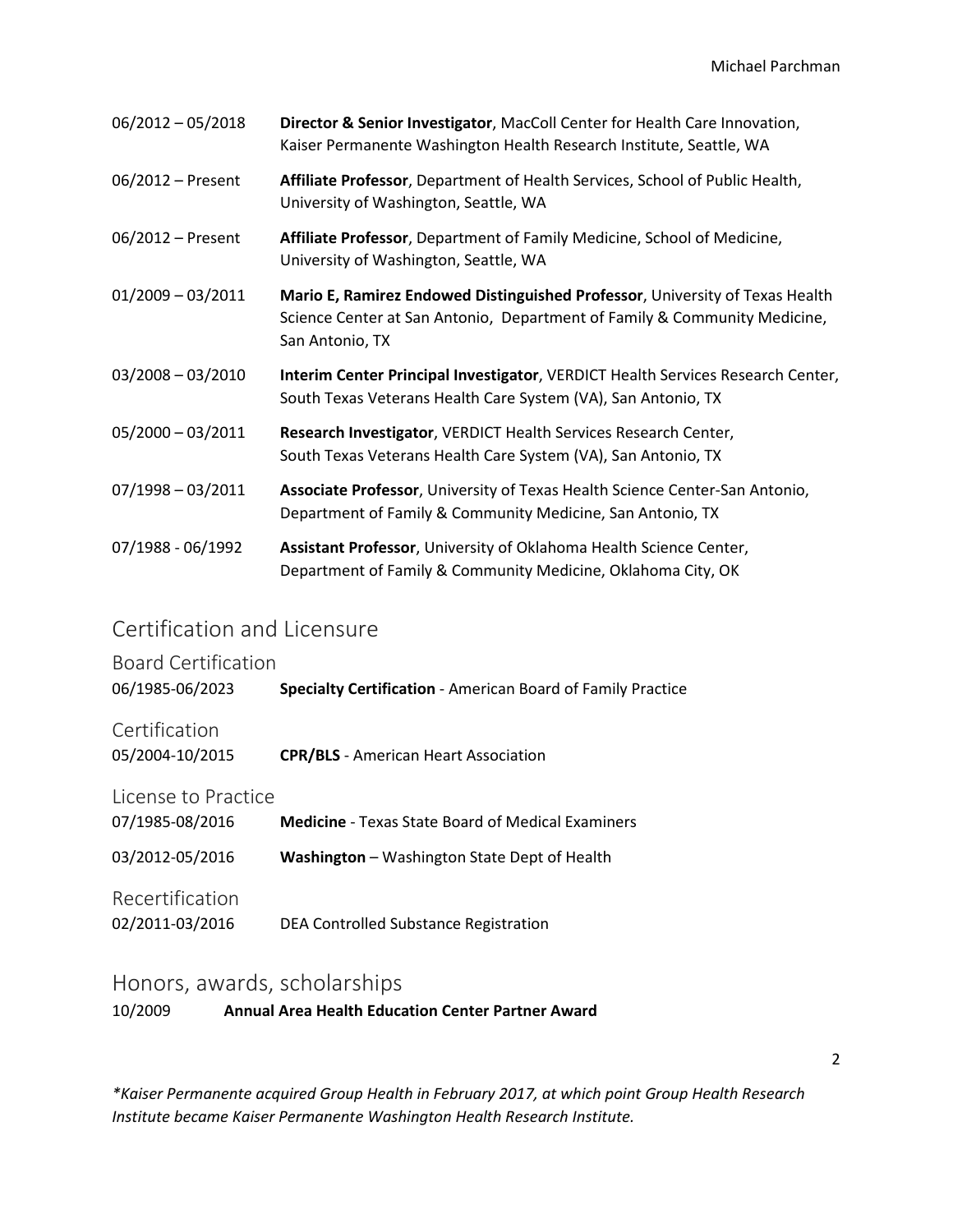06/2012 – 05/2018 **Director & Senior Investigator**, MacColl Center for Health Care Innovation, Kaiser Permanente Washington Health Research Institute, Seattle, WA

06/2012 – Present **Affiliate Professor**, Department of Health Services, School of Public Health, University of Washington, Seattle, WA

06/2012 – Present **Affiliate Professor**, Department of Family Medicine, School of Medicine, University of Washington, Seattle, WA

01/2009 – 03/2011 **Mario E, Ramirez Endowed Distinguished Professor**, University of Texas Health Science Center at San Antonio, Department of Family & Community Medicine, San Antonio, TX

03/2008 – 03/2010 **Interim Center Principal Investigator**, VERDICT Health Services Research Center, South Texas Veterans Health Care System (VA), San Antonio, TX

05/2000 – 03/2011 **Research Investigator**, VERDICT Health Services Research Center, South Texas Veterans Health Care System (VA), San Antonio, TX

07/1998 – 03/2011 **Associate Professor**, University of Texas Health Science Center-San Antonio, Department of Family & Community Medicine, San Antonio, TX

07/1988 - 06/1992 **Assistant Professor**, University of Oklahoma Health Science Center, Department of Family & Community Medicine, Oklahoma City, OK

## Certification and Licensure

### Board Certification

06/1985-06/2023 **Specialty Certification** - American Board of Family Practice

### Certification

05/2004-10/2015 **CPR/BLS** - American Heart Association

### License to Practice

07/1985-08/2016 **Medicine** - Texas State Board of Medical Examiners

03/2012-05/2016 **Washington** – Washington State Dept of Health

### Recertification

02/2011-03/2016 DEA Controlled Substance Registration

## Honors, awards, scholarships

10/2009 **Annual Area Health Education Center Partner Award**

*\*Kaiser Permanente acquired Group Health in February 2017, at which point Group Health Research Institute became Kaiser Permanente Washington Health Research Institute.*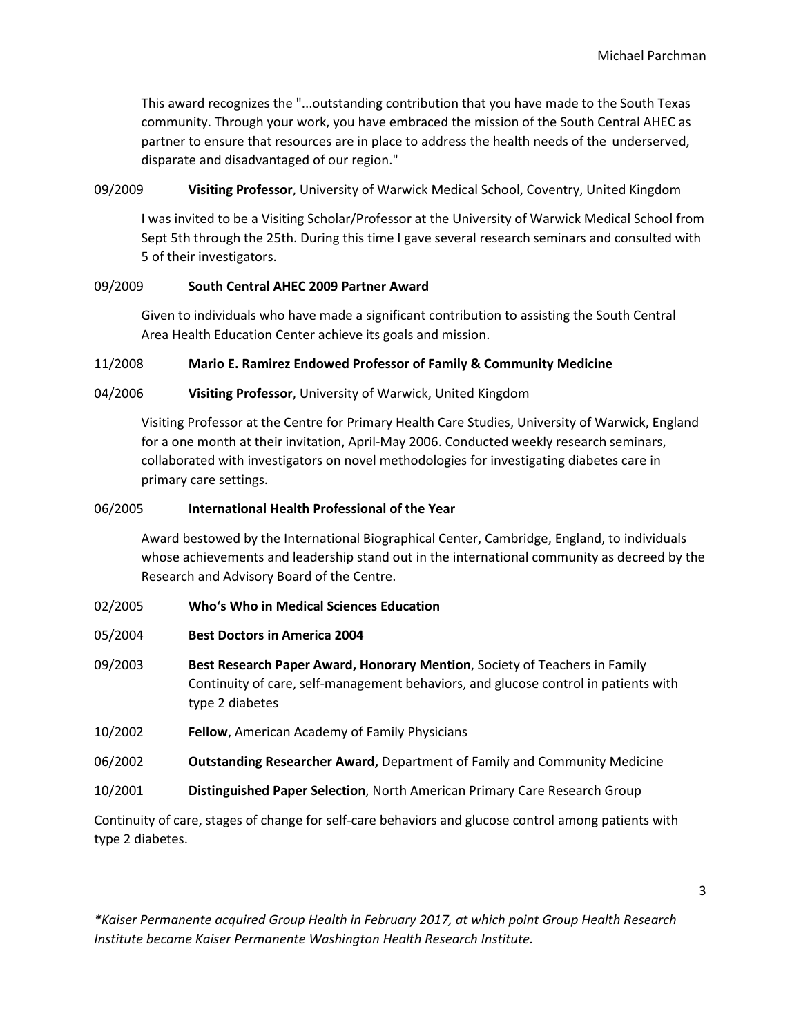This award recognizes the "...outstanding contribution that you have made to the South Texas community. Through your work, you have embraced the mission of the South Central AHEC as partner to ensure that resources are in place to address the health needs of the underserved, disparate and disadvantaged of our region."

09/2009 **Visiting Professor**, University of Warwick Medical School, Coventry, United Kingdom

I was invited to be a Visiting Scholar/Professor at the University of Warwick Medical School from Sept 5th through the 25th. During this time I gave several research seminars and consulted with 5 of their investigators.

09/2009 **South Central AHEC 2009 Partner Award**

Given to individuals who have made a significant contribution to assisting the South Central Area Health Education Center achieve its goals and mission.

11/2008 **Mario E. Ramirez Endowed Professor of Family & Community Medicine**

04/2006 **Visiting Professor**, University of Warwick, United Kingdom

Visiting Professor at the Centre for Primary Health Care Studies, University of Warwick, England for a one month at their invitation, April-May 2006. Conducted weekly research seminars, collaborated with investigators on novel methodologies for investigating diabetes care in primary care settings.

06/2005 **International Health Professional of the Year**

Award bestowed by the International Biographical Center, Cambridge, England, to individuals whose achievements and leadership stand out in the international community as decreed by the Research and Advisory Board of the Centre.

02/2005 **Who's Who in Medical Sciences Education**

05/2004 **Best Doctors in America 2004**

09/2003 **Best Research Paper Award, Honorary Mention**, Society of Teachers in Family Continuity of care, self-management behaviors, and glucose control in patients with type 2 diabetes

10/2002 **Fellow**, American Academy of Family Physicians

06/2002 **Outstanding Researcher Award,** Department of Family and Community Medicine

10/2001 **Distinguished Paper Selection**, North American Primary Care Research Group

Continuity of care, stages of change for self-care behaviors and glucose control among patients with type 2 diabetes.

*\*Kaiser Permanente acquired Group Health in February 2017, at which point Group Health Research Institute became Kaiser Permanente Washington Health Research Institute.*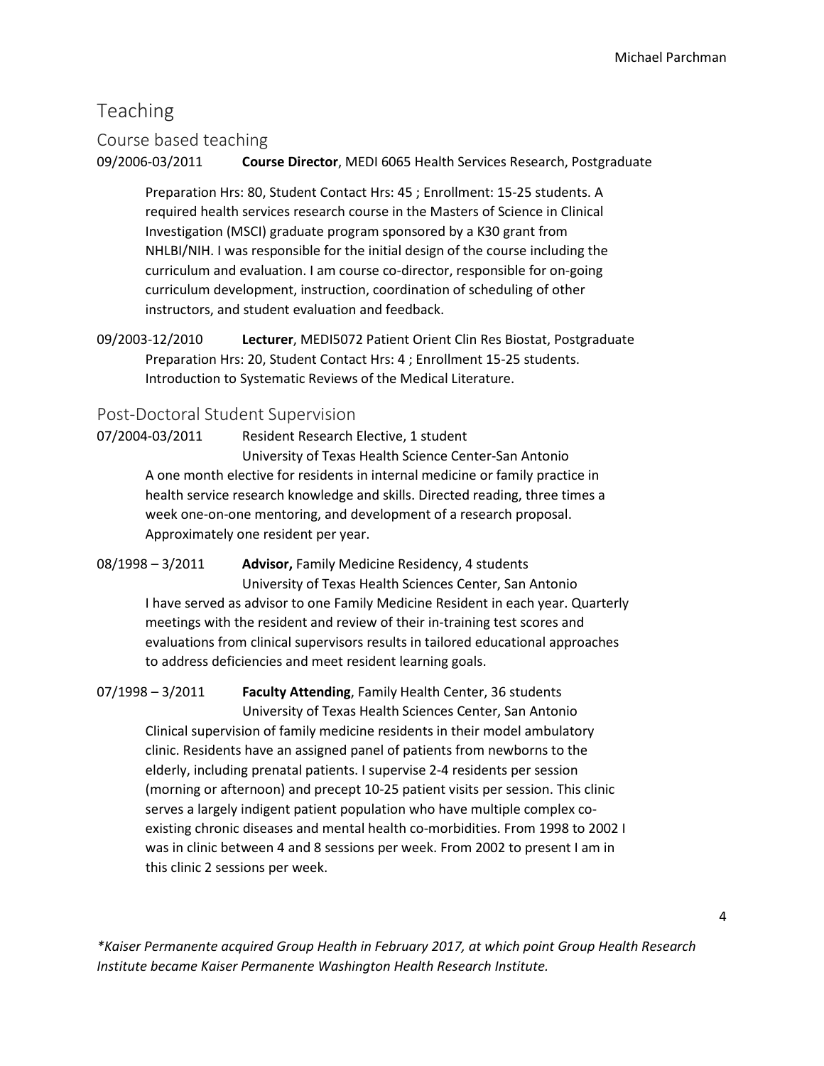# Teaching

## Course based teaching

09/2006-03/2011 **Course Director**, MEDI 6065 Health Services Research, Postgraduate

Preparation Hrs: 80, Student Contact Hrs: 45 ; Enrollment: 15-25 students. A required health services research course in the Masters of Science in Clinical Investigation (MSCI) graduate program sponsored by a K30 grant from NHLBI/NIH. I was responsible for the initial design of the course including the curriculum and evaluation. I am course co-director, responsible for on-going curriculum development, instruction, coordination of scheduling of other instructors, and student evaluation and feedback.

09/2003-12/2010 **Lecturer**, MEDI5072 Patient Orient Clin Res Biostat, Postgraduate

Preparation Hrs: 20, Student Contact Hrs: 4 ; Enrollment 15-25 students. Introduction to Systematic Reviews of the Medical Literature.

## Post-Doctoral Student Supervision

07/2004-03/2011 Resident Research Elective, 1 student
University of Texas Health Science Center-San Antonio

A one month elective for residents in internal medicine or family practice in health service research knowledge and skills. Directed reading, three times a week one-on-one mentoring, and development of a research proposal. Approximately one resident per year.

08/1998 – 3/2011 **Advisor,** Family Medicine Residency, 4 students
University of Texas Health Sciences Center, San Antonio

I have served as advisor to one Family Medicine Resident in each year. Quarterly meetings with the resident and review of their in-training test scores and evaluations from clinical supervisors results in tailored educational approaches to address deficiencies and meet resident learning goals.

07/1998 – 3/2011 **Faculty Attending**, Family Health Center, 36 students
University of Texas Health Sciences Center, San Antonio

Clinical supervision of family medicine residents in their model ambulatory clinic. Residents have an assigned panel of patients from newborns to the elderly, including prenatal patients. I supervise 2-4 residents per session (morning or afternoon) and precept 10-25 patient visits per session. This clinic serves a largely indigent patient population who have multiple complex co-existing chronic diseases and mental health co-morbidities. From 1998 to 2002 I was in clinic between 4 and 8 sessions per week. From 2002 to present I am in this clinic 2 sessions per week.

*\*Kaiser Permanente acquired Group Health in February 2017, at which point Group Health Research Institute became Kaiser Permanente Washington Health Research Institute.*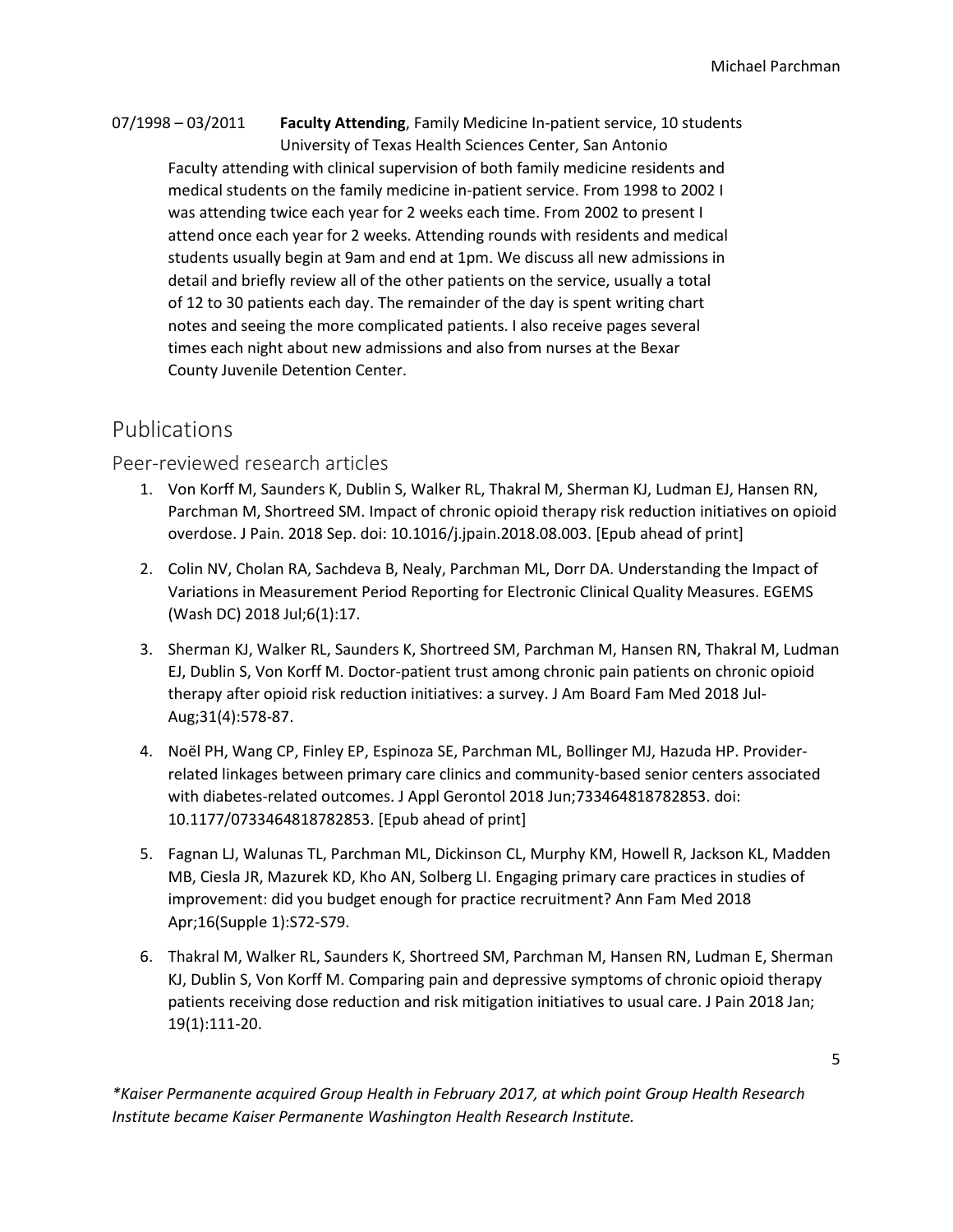07/1998 – 03/2011 **Faculty Attending**, Family Medicine In-patient service, 10 students
University of Texas Health Sciences Center, San Antonio

Faculty attending with clinical supervision of both family medicine residents and medical students on the family medicine in-patient service. From 1998 to 2002 I was attending twice each year for 2 weeks each time. From 2002 to present I attend once each year for 2 weeks. Attending rounds with residents and medical students usually begin at 9am and end at 1pm. We discuss all new admissions in detail and briefly review all of the other patients on the service, usually a total of 12 to 30 patients each day. The remainder of the day is spent writing chart notes and seeing the more complicated patients. I also receive pages several times each night about new admissions and also from nurses at the Bexar County Juvenile Detention Center.

# Publications

## Peer-reviewed research articles

1. Von Korff M, Saunders K, Dublin S, Walker RL, Thakral M, Sherman KJ, Ludman EJ, Hansen RN, Parchman M, Shortreed SM. Impact of chronic opioid therapy risk reduction initiatives on opioid overdose. J Pain. 2018 Sep. doi: 10.1016/j.jpain.2018.08.003. [Epub ahead of print]

2. Colin NV, Cholan RA, Sachdeva B, Nealy, Parchman ML, Dorr DA. Understanding the Impact of Variations in Measurement Period Reporting for Electronic Clinical Quality Measures. EGEMS (Wash DC) 2018 Jul;6(1):17.

3. Sherman KJ, Walker RL, Saunders K, Shortreed SM, Parchman M, Hansen RN, Thakral M, Ludman EJ, Dublin S, Von Korff M. Doctor-patient trust among chronic pain patients on chronic opioid therapy after opioid risk reduction initiatives: a survey. J Am Board Fam Med 2018 Jul-Aug;31(4):578-87.

4. Noël PH, Wang CP, Finley EP, Espinoza SE, Parchman ML, Bollinger MJ, Hazuda HP. Provider-related linkages between primary care clinics and community-based senior centers associated with diabetes-related outcomes. J Appl Gerontol 2018 Jun;733464818782853. doi: 10.1177/0733464818782853. [Epub ahead of print]

5. Fagnan LJ, Walunas TL, Parchman ML, Dickinson CL, Murphy KM, Howell R, Jackson KL, Madden MB, Ciesla JR, Mazurek KD, Kho AN, Solberg LI. Engaging primary care practices in studies of improvement: did you budget enough for practice recruitment? Ann Fam Med 2018 Apr;16(Supple 1):S72-S79.

6. Thakral M, Walker RL, Saunders K, Shortreed SM, Parchman M, Hansen RN, Ludman E, Sherman KJ, Dublin S, Von Korff M. Comparing pain and depressive symptoms of chronic opioid therapy patients receiving dose reduction and risk mitigation initiatives to usual care. J Pain 2018 Jan; 19(1):111-20.

*Kaiser Permanente acquired Group Health in February 2017, at which point Group Health Research Institute became Kaiser Permanente Washington Health Research Institute.*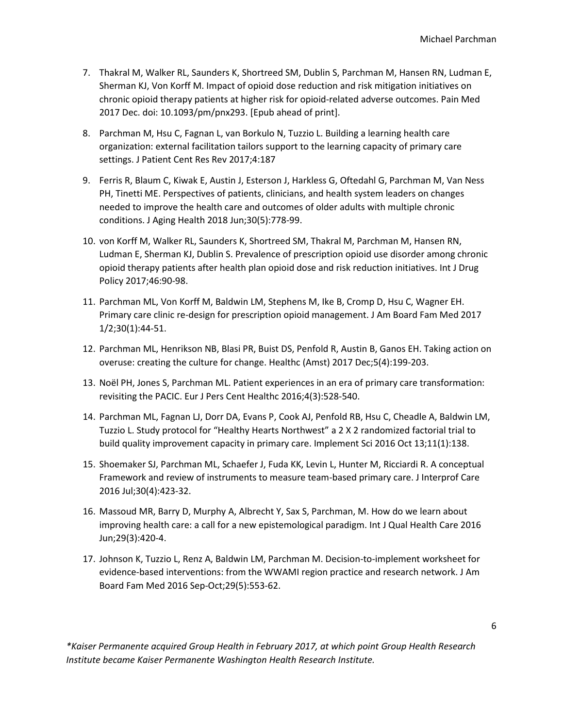7. Thakral M, Walker RL, Saunders K, Shortreed SM, Dublin S, Parchman M, Hansen RN, Ludman E, Sherman KJ, Von Korff M. Impact of opioid dose reduction and risk mitigation initiatives on chronic opioid therapy patients at higher risk for opioid-related adverse outcomes. Pain Med 2017 Dec. doi: 10.1093/pm/pnx293. [Epub ahead of print].

8. Parchman M, Hsu C, Fagnan L, van Borkulo N, Tuzzio L. Building a learning health care organization: external facilitation tailors support to the learning capacity of primary care settings. J Patient Cent Res Rev 2017;4:187

9. Ferris R, Blaum C, Kiwak E, Austin J, Esterson J, Harkless G, Oftedahl G, Parchman M, Van Ness PH, Tinetti ME. Perspectives of patients, clinicians, and health system leaders on changes needed to improve the health care and outcomes of older adults with multiple chronic conditions. J Aging Health 2018 Jun;30(5):778-99.

10. von Korff M, Walker RL, Saunders K, Shortreed SM, Thakral M, Parchman M, Hansen RN, Ludman E, Sherman KJ, Dublin S. Prevalence of prescription opioid use disorder among chronic opioid therapy patients after health plan opioid dose and risk reduction initiatives. Int J Drug Policy 2017;46:90-98.

11. Parchman ML, Von Korff M, Baldwin LM, Stephens M, Ike B, Cromp D, Hsu C, Wagner EH. Primary care clinic re-design for prescription opioid management. J Am Board Fam Med 2017 1/2;30(1):44-51.

12. Parchman ML, Henrikson NB, Blasi PR, Buist DS, Penfold R, Austin B, Ganos EH. Taking action on overuse: creating the culture for change. Healthc (Amst) 2017 Dec;5(4):199-203.

13. Noël PH, Jones S, Parchman ML. Patient experiences in an era of primary care transformation: revisiting the PACIC. Eur J Pers Cent Healthc 2016;4(3):528-540.

14. Parchman ML, Fagnan LJ, Dorr DA, Evans P, Cook AJ, Penfold RB, Hsu C, Cheadle A, Baldwin LM, Tuzzio L. Study protocol for "Healthy Hearts Northwest" a 2 X 2 randomized factorial trial to build quality improvement capacity in primary care. Implement Sci 2016 Oct 13;11(1):138.

15. Shoemaker SJ, Parchman ML, Schaefer J, Fuda KK, Levin L, Hunter M, Ricciardi R. A conceptual Framework and review of instruments to measure team-based primary care. J Interprof Care 2016 Jul;30(4):423-32.

16. Massoud MR, Barry D, Murphy A, Albrecht Y, Sax S, Parchman, M. How do we learn about improving health care: a call for a new epistemological paradigm. Int J Qual Health Care 2016 Jun;29(3):420-4.

17. Johnson K, Tuzzio L, Renz A, Baldwin LM, Parchman M. Decision-to-implement worksheet for evidence-based interventions: from the WWAMI region practice and research network. J Am Board Fam Med 2016 Sep-Oct;29(5):553-62.

*\*Kaiser Permanente acquired Group Health in February 2017, at which point Group Health Research Institute became Kaiser Permanente Washington Health Research Institute.*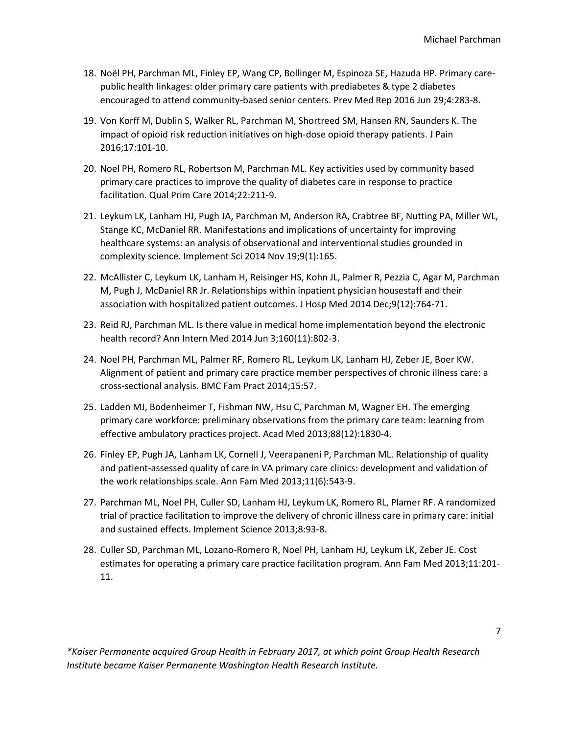18. Noël PH, Parchman ML, Finley EP, Wang CP, Bollinger M, Espinoza SE, Hazuda HP. Primary care-public health linkages: older primary care patients with prediabetes & type 2 diabetes encouraged to attend community-based senior centers. Prev Med Rep 2016 Jun 29;4:283-8.

19. Von Korff M, Dublin S, Walker RL, Parchman M, Shortreed SM, Hansen RN, Saunders K. The impact of opioid risk reduction initiatives on high-dose opioid therapy patients. J Pain 2016;17:101-10.

20. Noel PH, Romero RL, Robertson M, Parchman ML. Key activities used by community based primary care practices to improve the quality of diabetes care in response to practice facilitation. Qual Prim Care 2014;22:211-9.

21. Leykum LK, Lanham HJ, Pugh JA, Parchman M, Anderson RA, Crabtree BF, Nutting PA, Miller WL, Stange KC, McDaniel RR. Manifestations and implications of uncertainty for improving healthcare systems: an analysis of observational and interventional studies grounded in complexity science. Implement Sci 2014 Nov 19;9(1):165.

22. McAllister C, Leykum LK, Lanham H, Reisinger HS, Kohn JL, Palmer R, Pezzia C, Agar M, Parchman M, Pugh J, McDaniel RR Jr. Relationships within inpatient physician housestaff and their association with hospitalized patient outcomes. J Hosp Med 2014 Dec;9(12):764-71.

23. Reid RJ, Parchman ML. Is there value in medical home implementation beyond the electronic health record? Ann Intern Med 2014 Jun 3;160(11):802-3.

24. Noel PH, Parchman ML, Palmer RF, Romero RL, Leykum LK, Lanham HJ, Zeber JE, Boer KW. Alignment of patient and primary care practice member perspectives of chronic illness care: a cross-sectional analysis. BMC Fam Pract 2014;15:57.

25. Ladden MJ, Bodenheimer T, Fishman NW, Hsu C, Parchman M, Wagner EH. The emerging primary care workforce: preliminary observations from the primary care team: learning from effective ambulatory practices project. Acad Med 2013;88(12):1830-4.

26. Finley EP, Pugh JA, Lanham LK, Cornell J, Veerapaneni P, Parchman ML. Relationship of quality and patient-assessed quality of care in VA primary care clinics: development and validation of the work relationships scale. Ann Fam Med 2013;11(6):543-9.

27. Parchman ML, Noel PH, Culler SD, Lanham HJ, Leykum LK, Romero RL, Plamer RF. A randomized trial of practice facilitation to improve the delivery of chronic illness care in primary care: initial and sustained effects. Implement Science 2013;8:93-8.

28. Culler SD, Parchman ML, Lozano-Romero R, Noel PH, Lanham HJ, Leykum LK, Zeber JE. Cost estimates for operating a primary care practice facilitation program. Ann Fam Med 2013;11:201-11.

*Kaiser Permanente acquired Group Health in February 2017, at which point Group Health Research Institute became Kaiser Permanente Washington Health Research Institute.*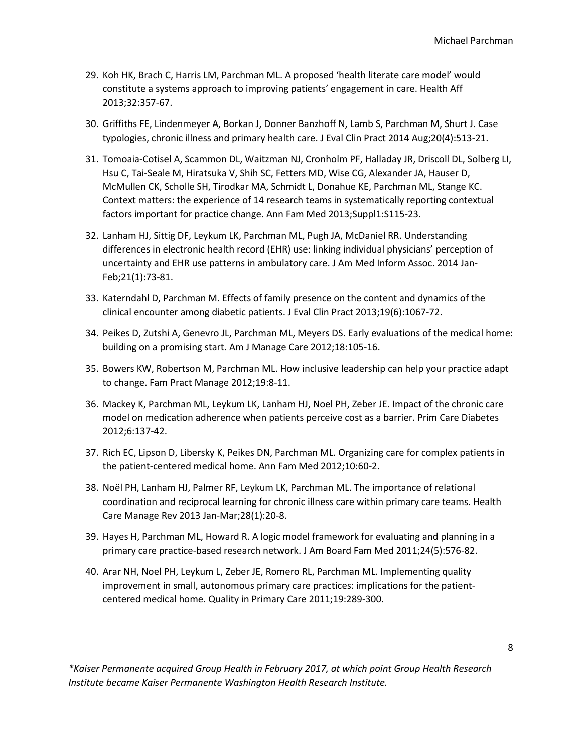29. Koh HK, Brach C, Harris LM, Parchman ML. A proposed 'health literate care model' would constitute a systems approach to improving patients' engagement in care. Health Aff 2013;32:357-67.

30. Griffiths FE, Lindenmeyer A, Borkan J, Donner Banzhoff N, Lamb S, Parchman M, Shurt J. Case typologies, chronic illness and primary health care. J Eval Clin Pract 2014 Aug;20(4):513-21.

31. Tomoaia-Cotisel A, Scammon DL, Waitzman NJ, Cronholm PF, Halladay JR, Driscoll DL, Solberg LI, Hsu C, Tai-Seale M, Hiratsuka V, Shih SC, Fetters MD, Wise CG, Alexander JA, Hauser D, McMullen CK, Scholle SH, Tirodkar MA, Schmidt L, Donahue KE, Parchman ML, Stange KC. Context matters: the experience of 14 research teams in systematically reporting contextual factors important for practice change. Ann Fam Med 2013;Suppl1:S115-23.

32. Lanham HJ, Sittig DF, Leykum LK, Parchman ML, Pugh JA, McDaniel RR. Understanding differences in electronic health record (EHR) use: linking individual physicians' perception of uncertainty and EHR use patterns in ambulatory care. J Am Med Inform Assoc. 2014 Jan-Feb;21(1):73-81.

33. Katerndahl D, Parchman M. Effects of family presence on the content and dynamics of the clinical encounter among diabetic patients. J Eval Clin Pract 2013;19(6):1067-72.

34. Peikes D, Zutshi A, Genevro JL, Parchman ML, Meyers DS. Early evaluations of the medical home: building on a promising start. Am J Manage Care 2012;18:105-16.

35. Bowers KW, Robertson M, Parchman ML. How inclusive leadership can help your practice adapt to change. Fam Pract Manage 2012;19:8-11.

36. Mackey K, Parchman ML, Leykum LK, Lanham HJ, Noel PH, Zeber JE. Impact of the chronic care model on medication adherence when patients perceive cost as a barrier. Prim Care Diabetes 2012;6:137-42.

37. Rich EC, Lipson D, Libersky K, Peikes DN, Parchman ML. Organizing care for complex patients in the patient-centered medical home. Ann Fam Med 2012;10:60-2.

38. Noël PH, Lanham HJ, Palmer RF, Leykum LK, Parchman ML. The importance of relational coordination and reciprocal learning for chronic illness care within primary care teams. Health Care Manage Rev 2013 Jan-Mar;28(1):20-8.

39. Hayes H, Parchman ML, Howard R. A logic model framework for evaluating and planning in a primary care practice-based research network. J Am Board Fam Med 2011;24(5):576-82.

40. Arar NH, Noel PH, Leykum L, Zeber JE, Romero RL, Parchman ML. Implementing quality improvement in small, autonomous primary care practices: implications for the patient-centered medical home. Quality in Primary Care 2011;19:289-300.

*\*Kaiser Permanente acquired Group Health in February 2017, at which point Group Health Research Institute became Kaiser Permanente Washington Health Research Institute.*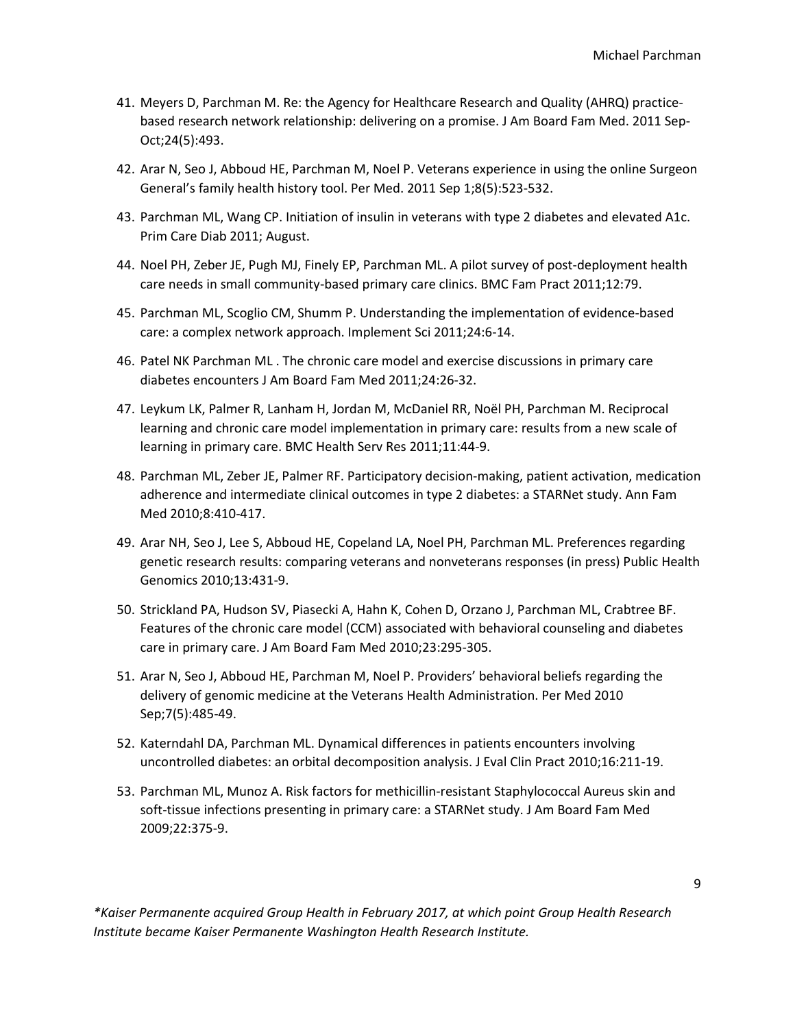41. Meyers D, Parchman M. Re: the Agency for Healthcare Research and Quality (AHRQ) practice-based research network relationship: delivering on a promise. J Am Board Fam Med. 2011 Sep-Oct;24(5):493.

42. Arar N, Seo J, Abboud HE, Parchman M, Noel P. Veterans experience in using the online Surgeon General's family health history tool. Per Med. 2011 Sep 1;8(5):523-532.

43. Parchman ML, Wang CP. Initiation of insulin in veterans with type 2 diabetes and elevated A1c. Prim Care Diab 2011; August.

44. Noel PH, Zeber JE, Pugh MJ, Finely EP, Parchman ML. A pilot survey of post-deployment health care needs in small community-based primary care clinics. BMC Fam Pract 2011;12:79.

45. Parchman ML, Scoglio CM, Shumm P. Understanding the implementation of evidence-based care: a complex network approach. Implement Sci 2011;24:6-14.

46. Patel NK Parchman ML . The chronic care model and exercise discussions in primary care diabetes encounters J Am Board Fam Med 2011;24:26-32.

47. Leykum LK, Palmer R, Lanham H, Jordan M, McDaniel RR, Noël PH, Parchman M. Reciprocal learning and chronic care model implementation in primary care: results from a new scale of learning in primary care. BMC Health Serv Res 2011;11:44-9.

48. Parchman ML, Zeber JE, Palmer RF. Participatory decision-making, patient activation, medication adherence and intermediate clinical outcomes in type 2 diabetes: a STARNet study. Ann Fam Med 2010;8:410-417.

49. Arar NH, Seo J, Lee S, Abboud HE, Copeland LA, Noel PH, Parchman ML. Preferences regarding genetic research results: comparing veterans and nonveterans responses (in press) Public Health Genomics 2010;13:431-9.

50. Strickland PA, Hudson SV, Piasecki A, Hahn K, Cohen D, Orzano J, Parchman ML, Crabtree BF. Features of the chronic care model (CCM) associated with behavioral counseling and diabetes care in primary care. J Am Board Fam Med 2010;23:295-305.

51. Arar N, Seo J, Abboud HE, Parchman M, Noel P. Providers' behavioral beliefs regarding the delivery of genomic medicine at the Veterans Health Administration. Per Med 2010 Sep;7(5):485-49.

52. Katerndahl DA, Parchman ML. Dynamical differences in patients encounters involving uncontrolled diabetes: an orbital decomposition analysis. J Eval Clin Pract 2010;16:211-19.

53. Parchman ML, Munoz A. Risk factors for methicillin-resistant Staphylococcal Aureus skin and soft-tissue infections presenting in primary care: a STARNet study. J Am Board Fam Med 2009;22:375-9.

*Kaiser Permanente acquired Group Health in February 2017, at which point Group Health Research Institute became Kaiser Permanente Washington Health Research Institute.*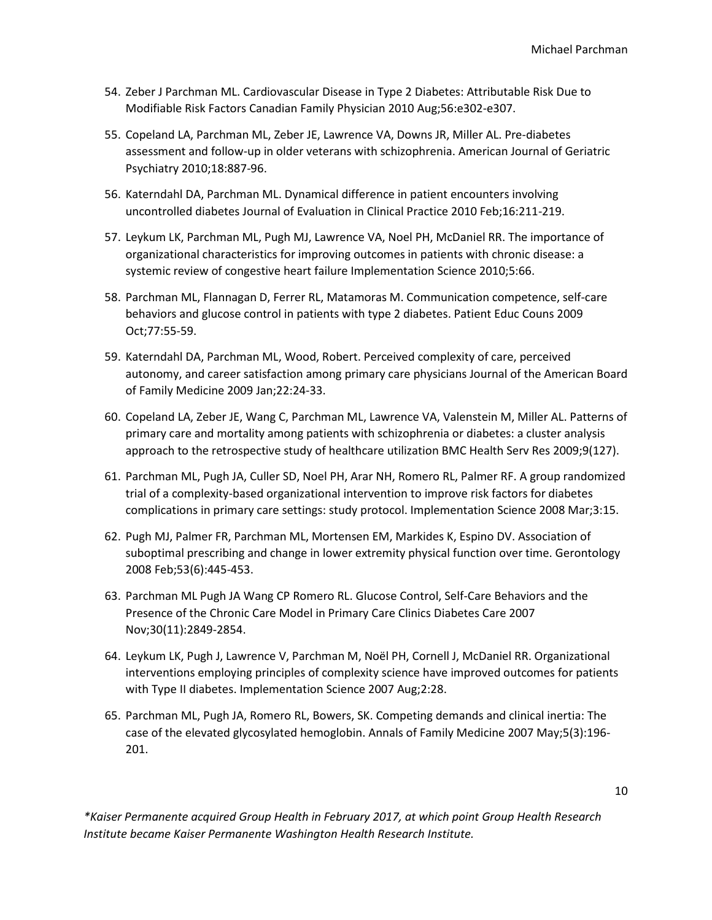54. Zeber J Parchman ML. Cardiovascular Disease in Type 2 Diabetes: Attributable Risk Due to Modifiable Risk Factors Canadian Family Physician 2010 Aug;56:e302-e307.

55. Copeland LA, Parchman ML, Zeber JE, Lawrence VA, Downs JR, Miller AL. Pre-diabetes assessment and follow-up in older veterans with schizophrenia. American Journal of Geriatric Psychiatry 2010;18:887-96.

56. Katerndahl DA, Parchman ML. Dynamical difference in patient encounters involving uncontrolled diabetes Journal of Evaluation in Clinical Practice 2010 Feb;16:211-219.

57. Leykum LK, Parchman ML, Pugh MJ, Lawrence VA, Noel PH, McDaniel RR. The importance of organizational characteristics for improving outcomes in patients with chronic disease: a systemic review of congestive heart failure Implementation Science 2010;5:66.

58. Parchman ML, Flannagan D, Ferrer RL, Matamoras M. Communication competence, self-care behaviors and glucose control in patients with type 2 diabetes. Patient Educ Couns 2009 Oct;77:55-59.

59. Katerndahl DA, Parchman ML, Wood, Robert. Perceived complexity of care, perceived autonomy, and career satisfaction among primary care physicians Journal of the American Board of Family Medicine 2009 Jan;22:24-33.

60. Copeland LA, Zeber JE, Wang C, Parchman ML, Lawrence VA, Valenstein M, Miller AL. Patterns of primary care and mortality among patients with schizophrenia or diabetes: a cluster analysis approach to the retrospective study of healthcare utilization BMC Health Serv Res 2009;9(127).

61. Parchman ML, Pugh JA, Culler SD, Noel PH, Arar NH, Romero RL, Palmer RF. A group randomized trial of a complexity-based organizational intervention to improve risk factors for diabetes complications in primary care settings: study protocol. Implementation Science 2008 Mar;3:15.

62. Pugh MJ, Palmer FR, Parchman ML, Mortensen EM, Markides K, Espino DV. Association of suboptimal prescribing and change in lower extremity physical function over time. Gerontology 2008 Feb;53(6):445-453.

63. Parchman ML Pugh JA Wang CP Romero RL. Glucose Control, Self-Care Behaviors and the Presence of the Chronic Care Model in Primary Care Clinics Diabetes Care 2007 Nov;30(11):2849-2854.

64. Leykum LK, Pugh J, Lawrence V, Parchman M, Noël PH, Cornell J, McDaniel RR. Organizational interventions employing principles of complexity science have improved outcomes for patients with Type II diabetes. Implementation Science 2007 Aug;2:28.

65. Parchman ML, Pugh JA, Romero RL, Bowers, SK. Competing demands and clinical inertia: The case of the elevated glycosylated hemoglobin. Annals of Family Medicine 2007 May;5(3):196-201.

*Kaiser Permanente acquired Group Health in February 2017, at which point Group Health Research Institute became Kaiser Permanente Washington Health Research Institute.*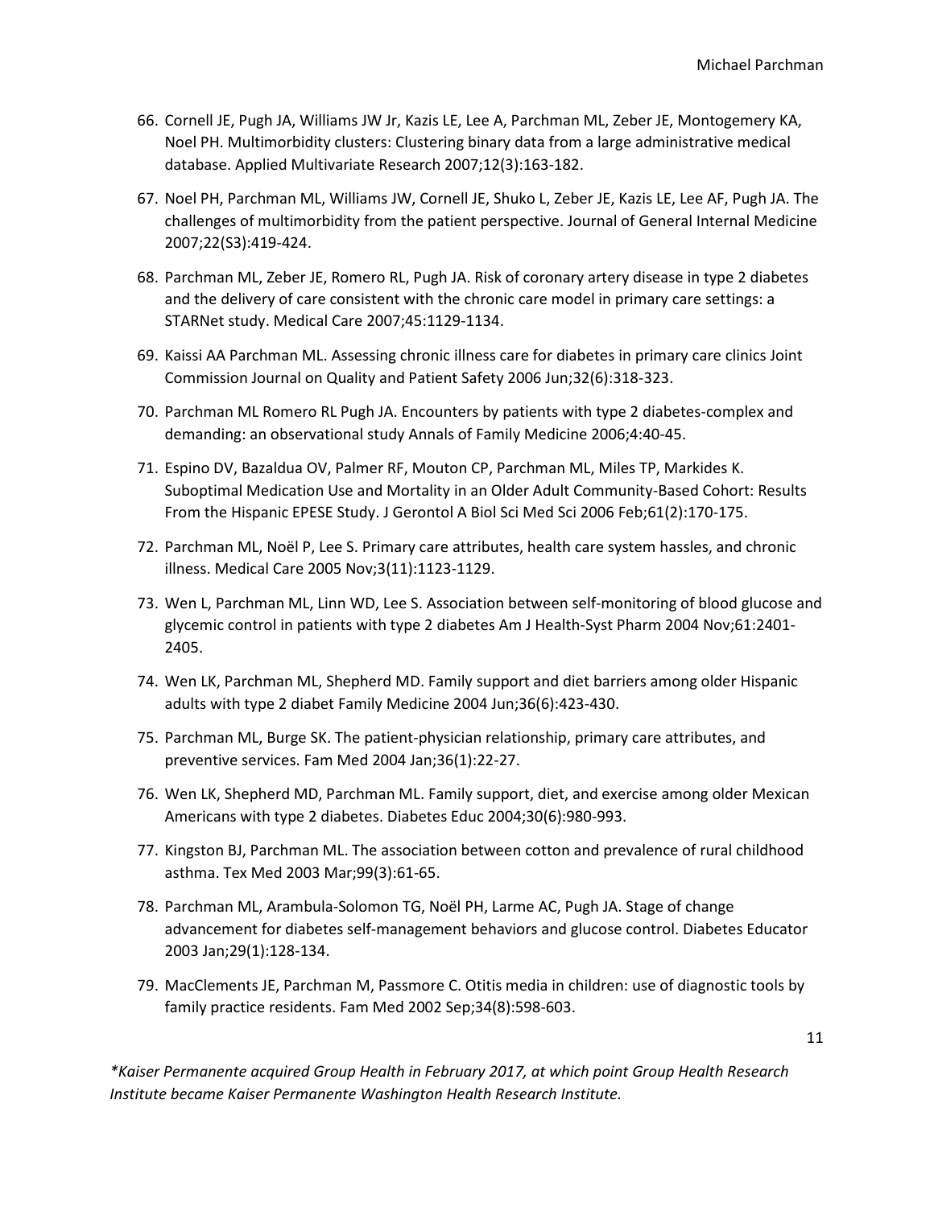66. Cornell JE, Pugh JA, Williams JW Jr, Kazis LE, Lee A, Parchman ML, Zeber JE, Montogemery KA, Noel PH. Multimorbidity clusters: Clustering binary data from a large administrative medical database. Applied Multivariate Research 2007;12(3):163-182.

67. Noel PH, Parchman ML, Williams JW, Cornell JE, Shuko L, Zeber JE, Kazis LE, Lee AF, Pugh JA. The challenges of multimorbidity from the patient perspective. Journal of General Internal Medicine 2007;22(S3):419-424.

68. Parchman ML, Zeber JE, Romero RL, Pugh JA. Risk of coronary artery disease in type 2 diabetes and the delivery of care consistent with the chronic care model in primary care settings: a STARNet study. Medical Care 2007;45:1129-1134.

69. Kaissi AA Parchman ML. Assessing chronic illness care for diabetes in primary care clinics Joint Commission Journal on Quality and Patient Safety 2006 Jun;32(6):318-323.

70. Parchman ML Romero RL Pugh JA. Encounters by patients with type 2 diabetes-complex and demanding: an observational study Annals of Family Medicine 2006;4:40-45.

71. Espino DV, Bazaldua OV, Palmer RF, Mouton CP, Parchman ML, Miles TP, Markides K. Suboptimal Medication Use and Mortality in an Older Adult Community-Based Cohort: Results From the Hispanic EPESE Study. J Gerontol A Biol Sci Med Sci 2006 Feb;61(2):170-175.

72. Parchman ML, Noël P, Lee S. Primary care attributes, health care system hassles, and chronic illness. Medical Care 2005 Nov;3(11):1123-1129.

73. Wen L, Parchman ML, Linn WD, Lee S. Association between self-monitoring of blood glucose and glycemic control in patients with type 2 diabetes Am J Health-Syst Pharm 2004 Nov;61:2401-2405.

74. Wen LK, Parchman ML, Shepherd MD. Family support and diet barriers among older Hispanic adults with type 2 diabet Family Medicine 2004 Jun;36(6):423-430.

75. Parchman ML, Burge SK. The patient-physician relationship, primary care attributes, and preventive services. Fam Med 2004 Jan;36(1):22-27.

76. Wen LK, Shepherd MD, Parchman ML. Family support, diet, and exercise among older Mexican Americans with type 2 diabetes. Diabetes Educ 2004;30(6):980-993.

77. Kingston BJ, Parchman ML. The association between cotton and prevalence of rural childhood asthma. Tex Med 2003 Mar;99(3):61-65.

78. Parchman ML, Arambula-Solomon TG, Noël PH, Larme AC, Pugh JA. Stage of change advancement for diabetes self-management behaviors and glucose control. Diabetes Educator 2003 Jan;29(1):128-134.

79. MacClements JE, Parchman M, Passmore C. Otitis media in children: use of diagnostic tools by family practice residents. Fam Med 2002 Sep;34(8):598-603.

*Kaiser Permanente acquired Group Health in February 2017, at which point Group Health Research Institute became Kaiser Permanente Washington Health Research Institute.*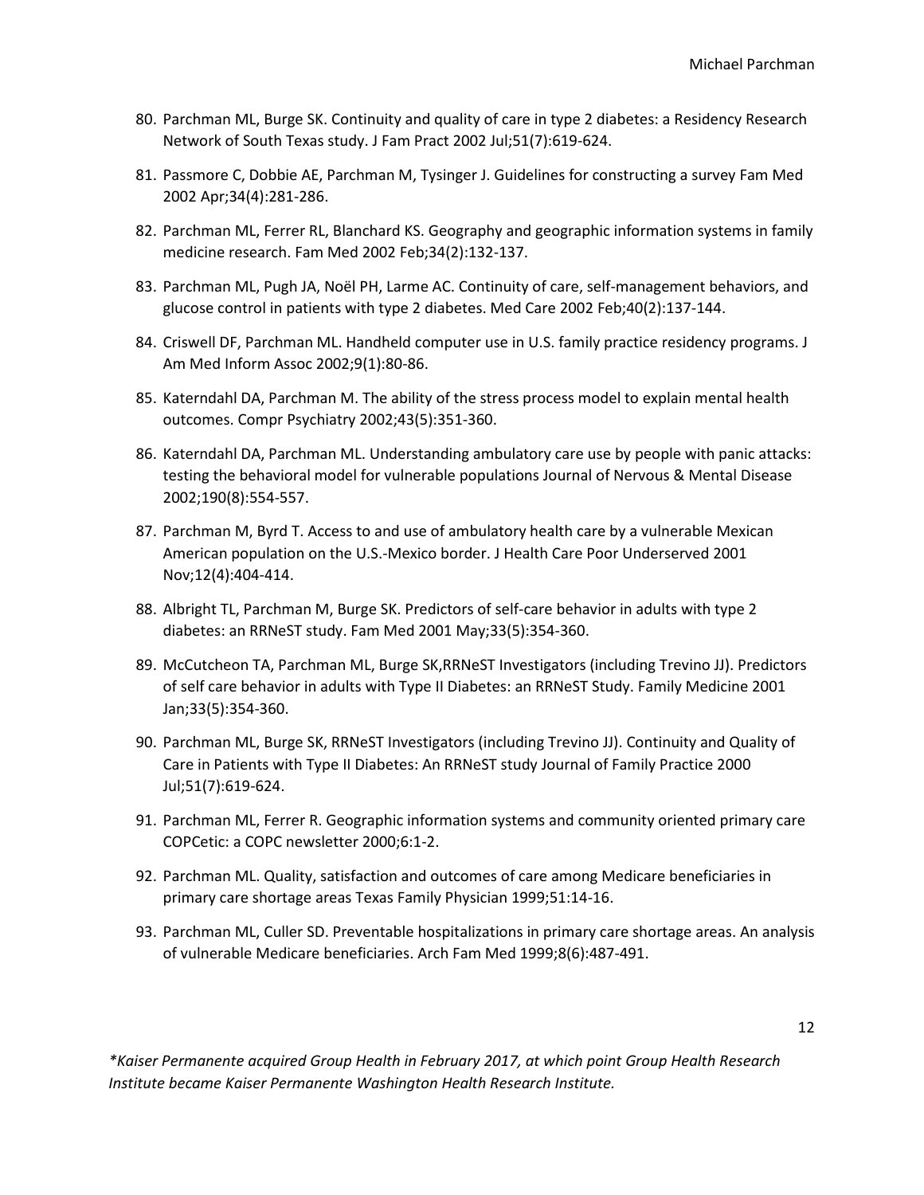80. Parchman ML, Burge SK. Continuity and quality of care in type 2 diabetes: a Residency Research Network of South Texas study. J Fam Pract 2002 Jul;51(7):619-624.

81. Passmore C, Dobbie AE, Parchman M, Tysinger J. Guidelines for constructing a survey Fam Med 2002 Apr;34(4):281-286.

82. Parchman ML, Ferrer RL, Blanchard KS. Geography and geographic information systems in family medicine research. Fam Med 2002 Feb;34(2):132-137.

83. Parchman ML, Pugh JA, Noël PH, Larme AC. Continuity of care, self-management behaviors, and glucose control in patients with type 2 diabetes. Med Care 2002 Feb;40(2):137-144.

84. Criswell DF, Parchman ML. Handheld computer use in U.S. family practice residency programs. J Am Med Inform Assoc 2002;9(1):80-86.

85. Katerndahl DA, Parchman M. The ability of the stress process model to explain mental health outcomes. Compr Psychiatry 2002;43(5):351-360.

86. Katerndahl DA, Parchman ML. Understanding ambulatory care use by people with panic attacks: testing the behavioral model for vulnerable populations Journal of Nervous & Mental Disease 2002;190(8):554-557.

87. Parchman M, Byrd T. Access to and use of ambulatory health care by a vulnerable Mexican American population on the U.S.-Mexico border. J Health Care Poor Underserved 2001 Nov;12(4):404-414.

88. Albright TL, Parchman M, Burge SK. Predictors of self-care behavior in adults with type 2 diabetes: an RRNeST study. Fam Med 2001 May;33(5):354-360.

89. McCutcheon TA, Parchman ML, Burge SK,RRNeST Investigators (including Trevino JJ). Predictors of self care behavior in adults with Type II Diabetes: an RRNeST Study. Family Medicine 2001 Jan;33(5):354-360.

90. Parchman ML, Burge SK, RRNeST Investigators (including Trevino JJ). Continuity and Quality of Care in Patients with Type II Diabetes: An RRNeST study Journal of Family Practice 2000 Jul;51(7):619-624.

91. Parchman ML, Ferrer R. Geographic information systems and community oriented primary care COPCetic: a COPC newsletter 2000;6:1-2.

92. Parchman ML. Quality, satisfaction and outcomes of care among Medicare beneficiaries in primary care shortage areas Texas Family Physician 1999;51:14-16.

93. Parchman ML, Culler SD. Preventable hospitalizations in primary care shortage areas. An analysis of vulnerable Medicare beneficiaries. Arch Fam Med 1999;8(6):487-491.

*Kaiser Permanente acquired Group Health in February 2017, at which point Group Health Research Institute became Kaiser Permanente Washington Health Research Institute.*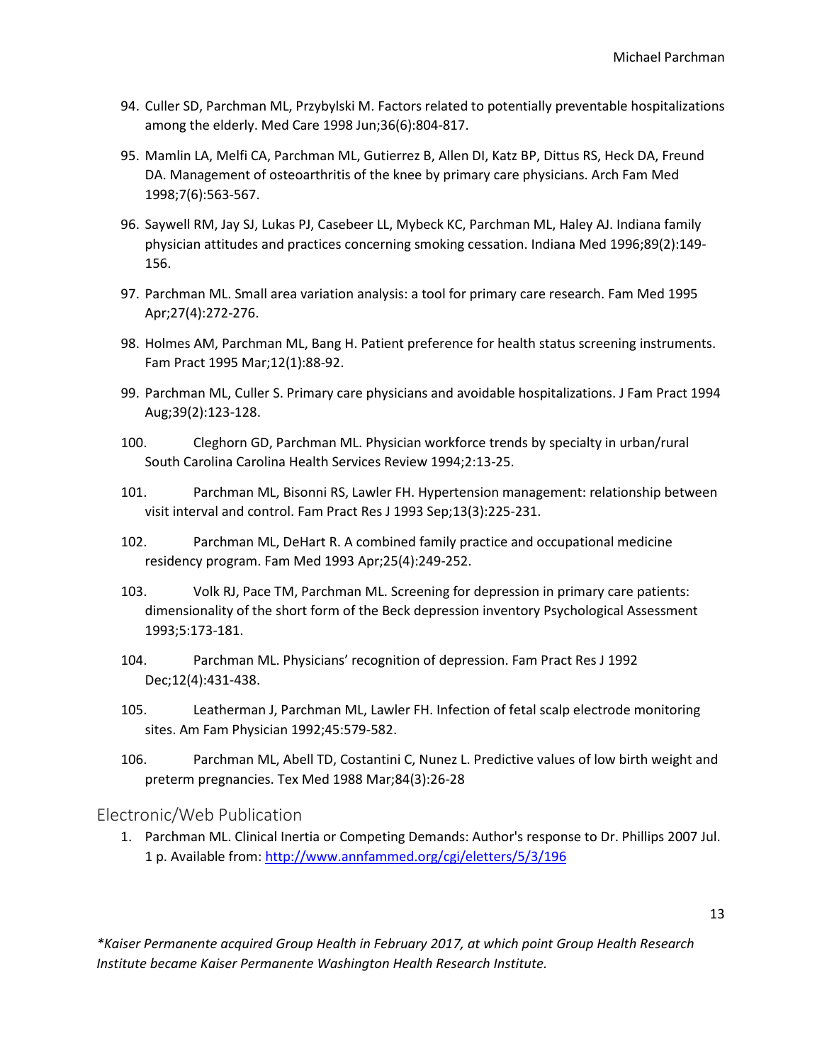94. Culler SD, Parchman ML, Przybylski M. Factors related to potentially preventable hospitalizations among the elderly. Med Care 1998 Jun;36(6):804-817.
95. Mamlin LA, Melfi CA, Parchman ML, Gutierrez B, Allen DI, Katz BP, Dittus RS, Heck DA, Freund DA. Management of osteoarthritis of the knee by primary care physicians. Arch Fam Med 1998;7(6):563-567.
96. Saywell RM, Jay SJ, Lukas PJ, Casebeer LL, Mybeck KC, Parchman ML, Haley AJ. Indiana family physician attitudes and practices concerning smoking cessation. Indiana Med 1996;89(2):149-156.
97. Parchman ML. Small area variation analysis: a tool for primary care research. Fam Med 1995 Apr;27(4):272-276.
98. Holmes AM, Parchman ML, Bang H. Patient preference for health status screening instruments. Fam Pract 1995 Mar;12(1):88-92.
99. Parchman ML, Culler S. Primary care physicians and avoidable hospitalizations. J Fam Pract 1994 Aug;39(2):123-128.
100. Cleghorn GD, Parchman ML. Physician workforce trends by specialty in urban/rural South Carolina Carolina Health Services Review 1994;2:13-25.
101. Parchman ML, Bisonni RS, Lawler FH. Hypertension management: relationship between visit interval and control. Fam Pract Res J 1993 Sep;13(3):225-231.
102. Parchman ML, DeHart R. A combined family practice and occupational medicine residency program. Fam Med 1993 Apr;25(4):249-252.
103. Volk RJ, Pace TM, Parchman ML. Screening for depression in primary care patients: dimensionality of the short form of the Beck depression inventory Psychological Assessment 1993;5:173-181.
104. Parchman ML. Physicians' recognition of depression. Fam Pract Res J 1992 Dec;12(4):431-438.
105. Leatherman J, Parchman ML, Lawler FH. Infection of fetal scalp electrode monitoring sites. Am Fam Physician 1992;45:579-582.
106. Parchman ML, Abell TD, Costantini C, Nunez L. Predictive values of low birth weight and preterm pregnancies. Tex Med 1988 Mar;84(3):26-28

## Electronic/Web Publication

1. Parchman ML. Clinical Inertia or Competing Demands: Author's response to Dr. Phillips 2007 Jul. 1 p. Available from: [http://www.annfammed.org/cgi/eletters/5/3/196](http://www.annfammed.org/cgi/eletters/5/3/196)

*\*Kaiser Permanente acquired Group Health in February 2017, at which point Group Health Research Institute became Kaiser Permanente Washington Health Research Institute.*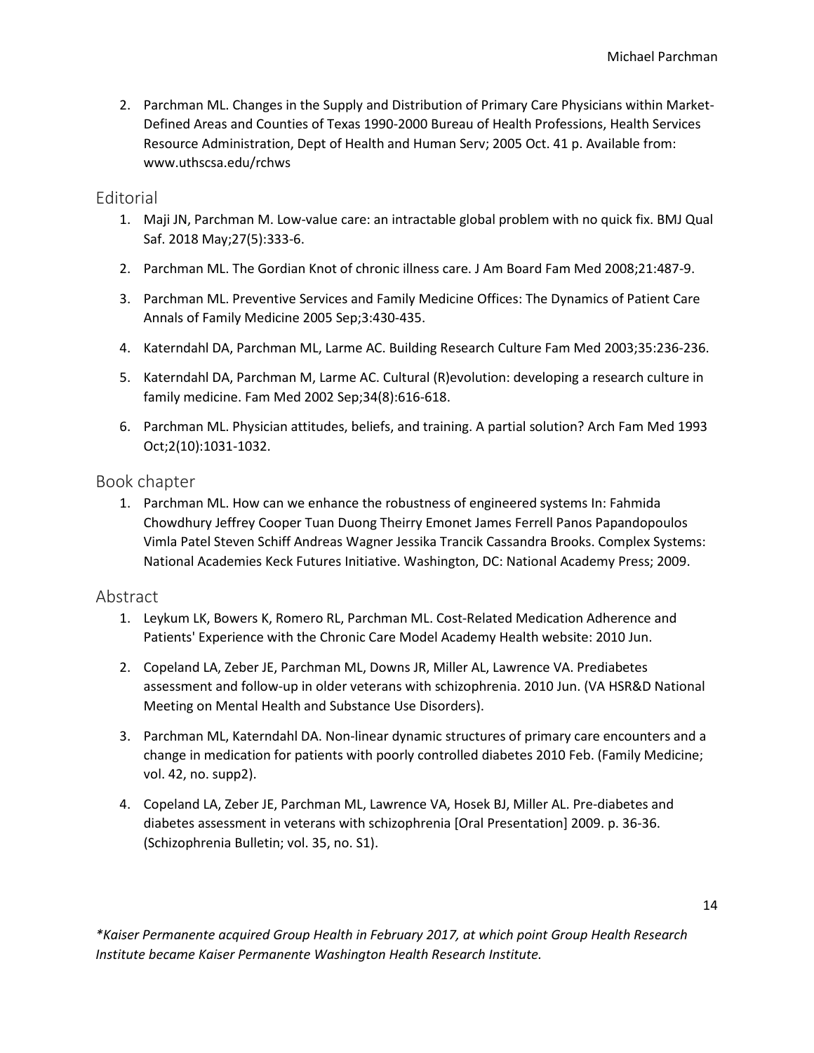2. Parchman ML. Changes in the Supply and Distribution of Primary Care Physicians within Market-Defined Areas and Counties of Texas 1990-2000 Bureau of Health Professions, Health Services Resource Administration, Dept of Health and Human Serv; 2005 Oct. 41 p. Available from: www.uthscsa.edu/rchws

## Editorial

1. Maji JN, Parchman M. Low-value care: an intractable global problem with no quick fix. BMJ Qual Saf. 2018 May;27(5):333-6.
2. Parchman ML. The Gordian Knot of chronic illness care. J Am Board Fam Med 2008;21:487-9.
3. Parchman ML. Preventive Services and Family Medicine Offices: The Dynamics of Patient Care Annals of Family Medicine 2005 Sep;3:430-435.
4. Katerndahl DA, Parchman ML, Larme AC. Building Research Culture Fam Med 2003;35:236-236.
5. Katerndahl DA, Parchman M, Larme AC. Cultural (R)evolution: developing a research culture in family medicine. Fam Med 2002 Sep;34(8):616-618.
6. Parchman ML. Physician attitudes, beliefs, and training. A partial solution? Arch Fam Med 1993 Oct;2(10):1031-1032.

## Book chapter

1. Parchman ML. How can we enhance the robustness of engineered systems In: Fahmida Chowdhury Jeffrey Cooper Tuan Duong Theirry Emonet James Ferrell Panos Papandopoulos Vimla Patel Steven Schiff Andreas Wagner Jessika Trancik Cassandra Brooks. Complex Systems: National Academies Keck Futures Initiative. Washington, DC: National Academy Press; 2009.

## Abstract

1. Leykum LK, Bowers K, Romero RL, Parchman ML. Cost-Related Medication Adherence and Patients' Experience with the Chronic Care Model Academy Health website: 2010 Jun.
2. Copeland LA, Zeber JE, Parchman ML, Downs JR, Miller AL, Lawrence VA. Prediabetes assessment and follow-up in older veterans with schizophrenia. 2010 Jun. (VA HSR&D National Meeting on Mental Health and Substance Use Disorders).
3. Parchman ML, Katerndahl DA. Non-linear dynamic structures of primary care encounters and a change in medication for patients with poorly controlled diabetes 2010 Feb. (Family Medicine; vol. 42, no. supp2).
4. Copeland LA, Zeber JE, Parchman ML, Lawrence VA, Hosek BJ, Miller AL. Pre-diabetes and diabetes assessment in veterans with schizophrenia [Oral Presentation] 2009. p. 36-36. (Schizophrenia Bulletin; vol. 35, no. S1).

*\*Kaiser Permanente acquired Group Health in February 2017, at which point Group Health Research Institute became Kaiser Permanente Washington Health Research Institute.*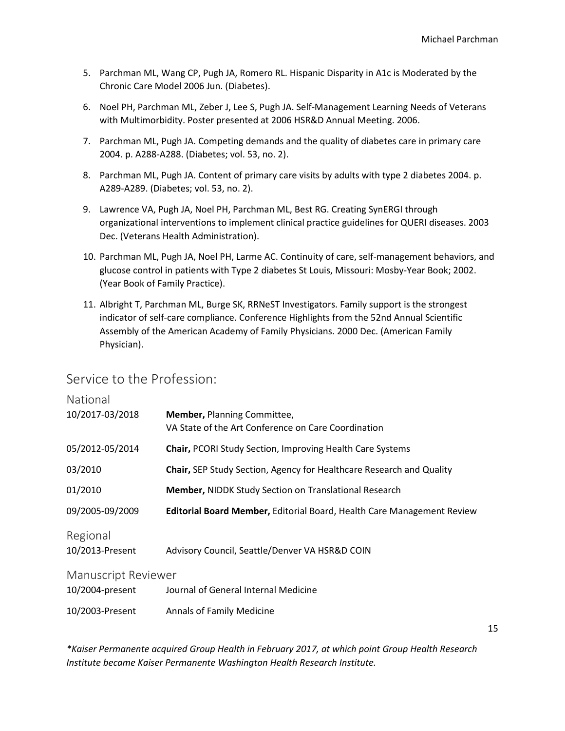5. Parchman ML, Wang CP, Pugh JA, Romero RL. Hispanic Disparity in A1c is Moderated by the Chronic Care Model 2006 Jun. (Diabetes).

6. Noel PH, Parchman ML, Zeber J, Lee S, Pugh JA. Self-Management Learning Needs of Veterans with Multimorbidity. Poster presented at 2006 HSR&D Annual Meeting. 2006.

7. Parchman ML, Pugh JA. Competing demands and the quality of diabetes care in primary care 2004. p. A288-A288. (Diabetes; vol. 53, no. 2).

8. Parchman ML, Pugh JA. Content of primary care visits by adults with type 2 diabetes 2004. p. A289-A289. (Diabetes; vol. 53, no. 2).

9. Lawrence VA, Pugh JA, Noel PH, Parchman ML, Best RG. Creating SynERGI through organizational interventions to implement clinical practice guidelines for QUERI diseases. 2003 Dec. (Veterans Health Administration).

10. Parchman ML, Pugh JA, Noel PH, Larme AC. Continuity of care, self-management behaviors, and glucose control in patients with Type 2 diabetes St Louis, Missouri: Mosby-Year Book; 2002. (Year Book of Family Practice).

11. Albright T, Parchman ML, Burge SK, RRNeST Investigators. Family support is the strongest indicator of self-care compliance. Conference Highlights from the 52nd Annual Scientific Assembly of the American Academy of Family Physicians. 2000 Dec. (American Family Physician).

## Service to the Profession:

### National

| | |
|---|---|
| 10/2017-03/2018 | **Member,** Planning Committee, VA State of the Art Conference on Care Coordination |
| 05/2012-05/2014 | **Chair,** PCORI Study Section, Improving Health Care Systems |
| 03/2010 | **Chair,** SEP Study Section, Agency for Healthcare Research and Quality |
| 01/2010 | **Member,** NIDDK Study Section on Translational Research |
| 09/2005-09/2009 | **Editorial Board Member,** Editorial Board, Health Care Management Review |

### Regional

| | |
|---|---|
| 10/2013-Present | Advisory Council, Seattle/Denver VA HSR&D COIN |

### Manuscript Reviewer

| | |
|---|---|
| 10/2004-present | Journal of General Internal Medicine |
| 10/2003-Present | Annals of Family Medicine |

*\*Kaiser Permanente acquired Group Health in February 2017, at which point Group Health Research Institute became Kaiser Permanente Washington Health Research Institute.*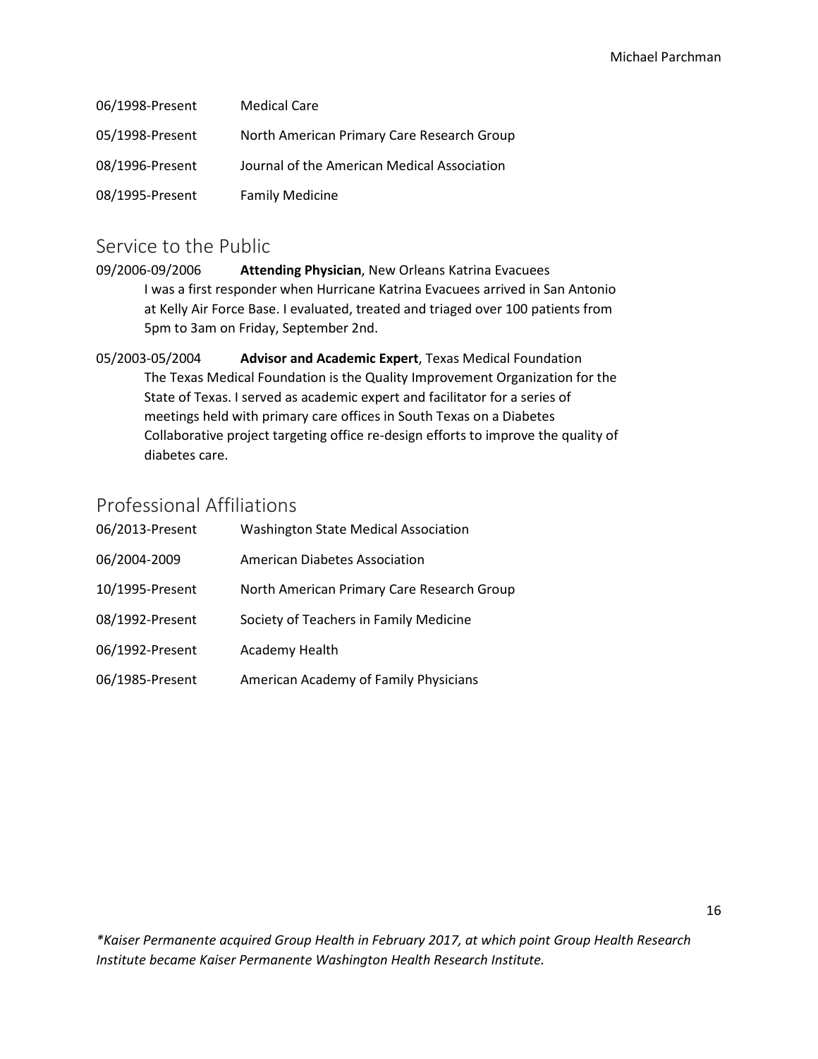| | |
|---|---|
| 06/1998-Present | Medical Care |
| 05/1998-Present | North American Primary Care Research Group |
| 08/1996-Present | Journal of the American Medical Association |
| 08/1995-Present | Family Medicine |

## Service to the Public

09/2006-09/2006 **Attending Physician**, New Orleans Katrina Evacuees

I was a first responder when Hurricane Katrina Evacuees arrived in San Antonio at Kelly Air Force Base. I evaluated, treated and triaged over 100 patients from 5pm to 3am on Friday, September 2nd.

05/2003-05/2004 **Advisor and Academic Expert**, Texas Medical Foundation

The Texas Medical Foundation is the Quality Improvement Organization for the State of Texas. I served as academic expert and facilitator for a series of meetings held with primary care offices in South Texas on a Diabetes Collaborative project targeting office re-design efforts to improve the quality of diabetes care.

## Professional Affiliations

| | |
|---|---|
| 06/2013-Present | Washington State Medical Association |
| 06/2004-2009 | American Diabetes Association |
| 10/1995-Present | North American Primary Care Research Group |
| 08/1992-Present | Society of Teachers in Family Medicine |
| 06/1992-Present | Academy Health |
| 06/1985-Present | American Academy of Family Physicians |

*\*Kaiser Permanente acquired Group Health in February 2017, at which point Group Health Research Institute became Kaiser Permanente Washington Health Research Institute.*